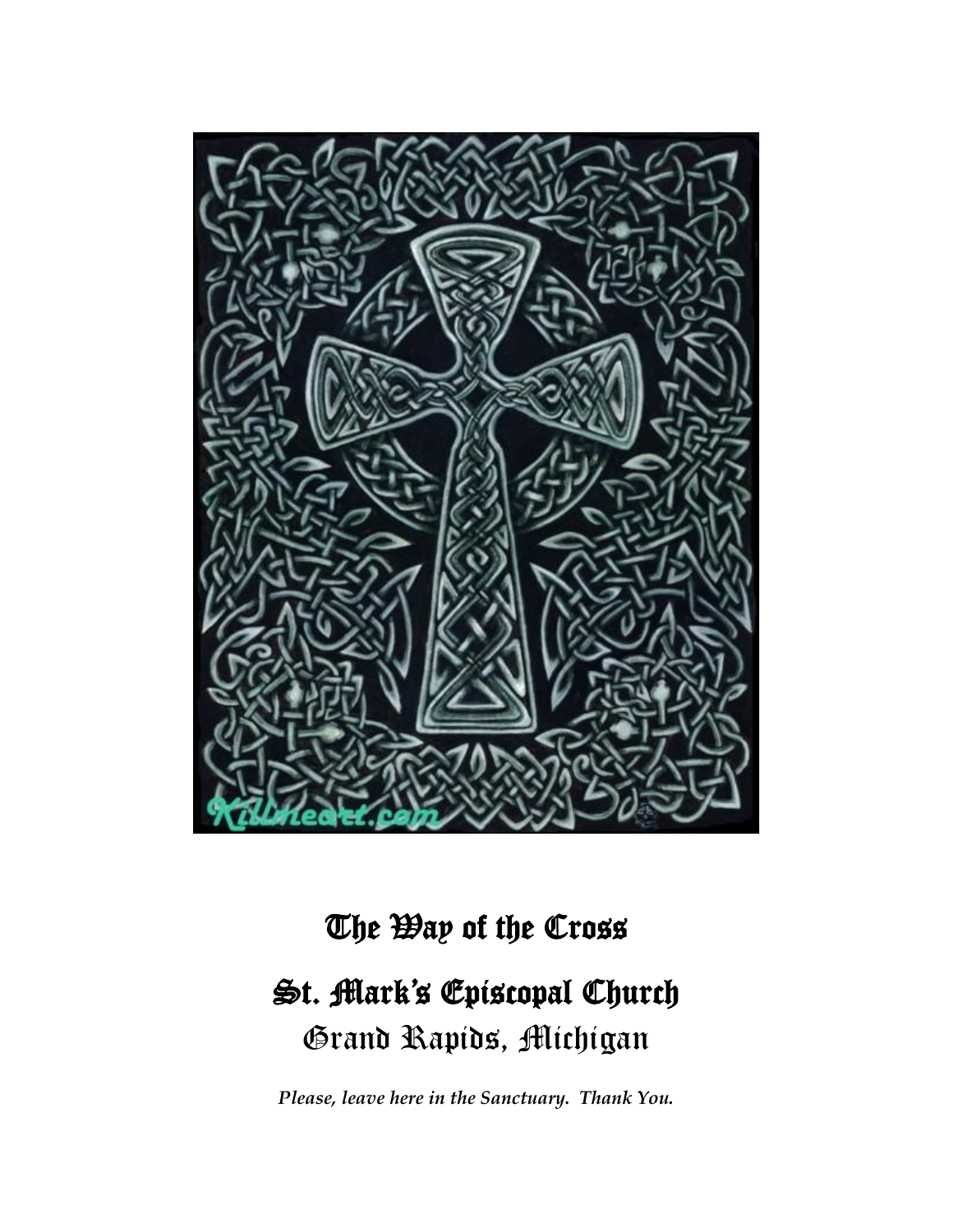# The Way of the Cross

## St. Mark's Episcopal Church

### Grand Rapids, Michigan

*Please, leave here in the Sanctuary. Thank You.*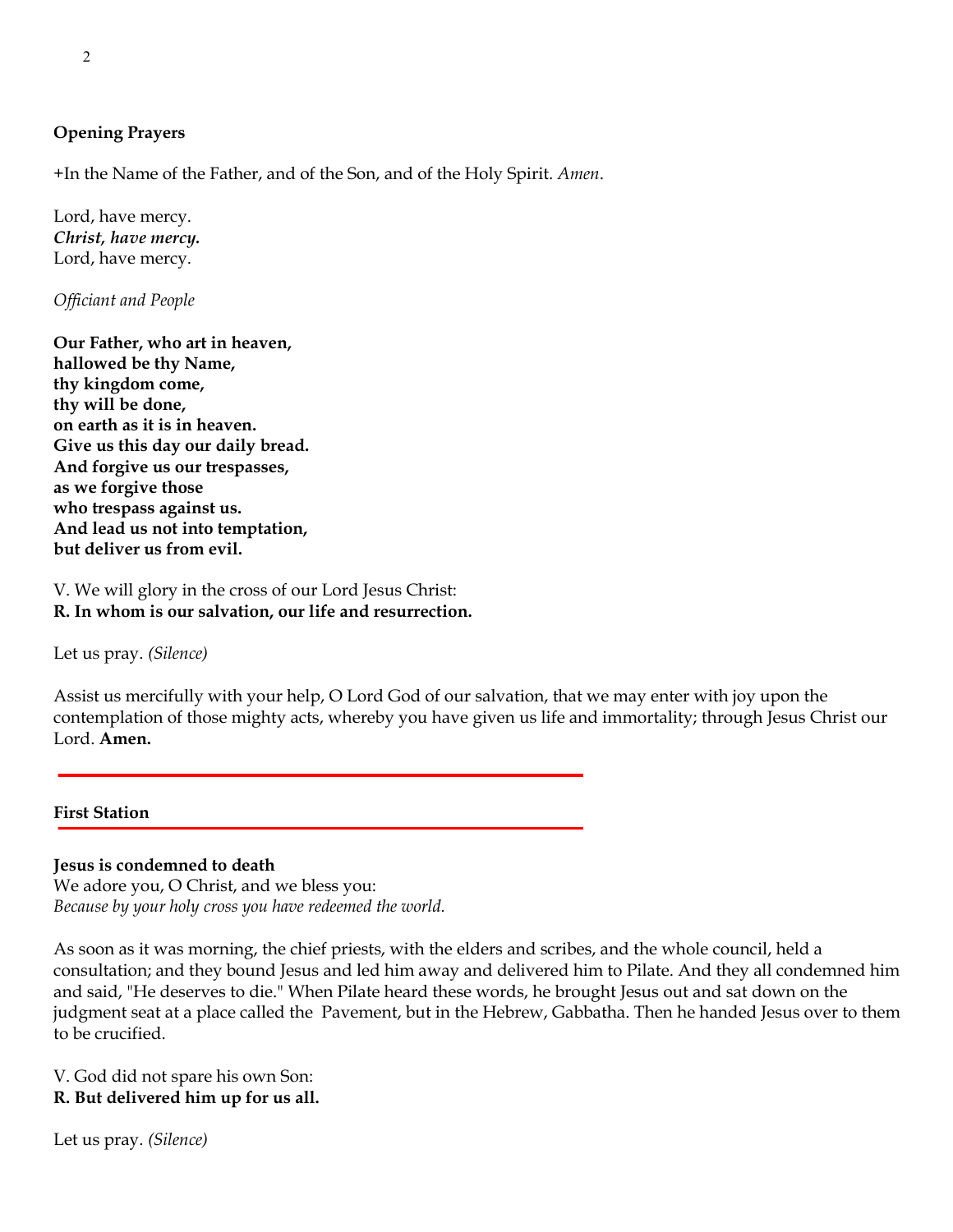## Opening Prayers

+In the Name of the Father, and of the Son, and of the Holy Spirit. *Amen*.

Lord, have mercy.
***Christ, have mercy.***
Lord, have mercy.

*Officiant and People*

**Our Father, who art in heaven,**
**hallowed be thy Name,**
**thy kingdom come,**
**thy will be done,**
**on earth as it is in heaven.**
**Give us this day our daily bread.**
**And forgive us our trespasses,**
**as we forgive those**
**who trespass against us.**
**And lead us not into temptation,**
**but deliver us from evil.**

V. We will glory in the cross of our Lord Jesus Christ:
**R. In whom is our salvation, our life and resurrection.**

Let us pray. *(Silence)*

Assist us mercifully with your help, O Lord God of our salvation, that we may enter with joy upon the contemplation of those mighty acts, whereby you have given us life and immortality; through Jesus Christ our Lord. **Amen.**

---

## First Station

---

**Jesus is condemned to death**
We adore you, O Christ, and we bless you:
*Because by your holy cross you have redeemed the world.*

As soon as it was morning, the chief priests, with the elders and scribes, and the whole council, held a consultation; and they bound Jesus and led him away and delivered him to Pilate. And they all condemned him and said, "He deserves to die." When Pilate heard these words, he brought Jesus out and sat down on the judgment seat at a place called the Pavement, but in the Hebrew, Gabbatha. Then he handed Jesus over to them to be crucified.

V. God did not spare his own Son:
**R. But delivered him up for us all.**

Let us pray. *(Silence)*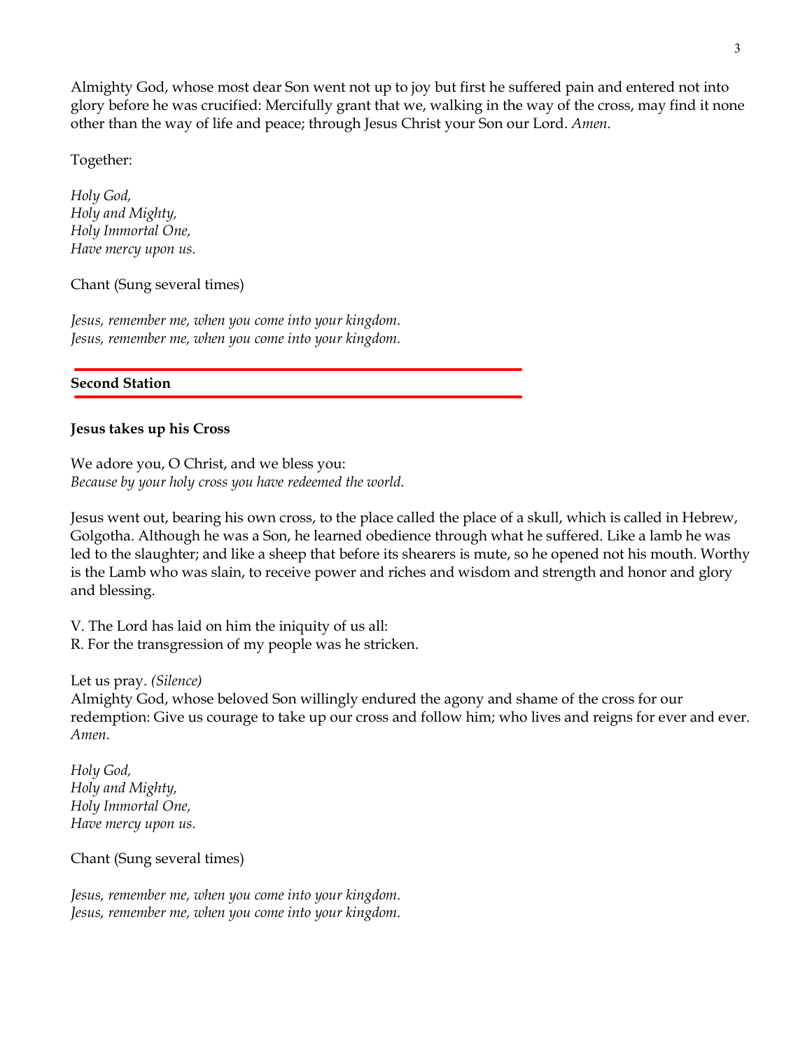Almighty God, whose most dear Son went not up to joy but first he suffered pain and entered not into glory before he was crucified: Mercifully grant that we, walking in the way of the cross, may find it none other than the way of life and peace; through Jesus Christ your Son our Lord. *Amen.*

Together:

*Holy God,*
*Holy and Mighty,*
*Holy Immortal One,*
*Have mercy upon us.*

Chant (Sung several times)

*Jesus, remember me, when you come into your kingdom.*
*Jesus, remember me, when you come into your kingdom.*

## Second Station

### Jesus takes up his Cross

We adore you, O Christ, and we bless you:
*Because by your holy cross you have redeemed the world.*

Jesus went out, bearing his own cross, to the place called the place of a skull, which is called in Hebrew, Golgotha. Although he was a Son, he learned obedience through what he suffered. Like a lamb he was led to the slaughter; and like a sheep that before its shearers is mute, so he opened not his mouth. Worthy is the Lamb who was slain, to receive power and riches and wisdom and strength and honor and glory and blessing.

V. The Lord has laid on him the iniquity of us all:
R. For the transgression of my people was he stricken.

Let us pray. *(Silence)*
Almighty God, whose beloved Son willingly endured the agony and shame of the cross for our redemption: Give us courage to take up our cross and follow him; who lives and reigns for ever and ever. *Amen.*

*Holy God,*
*Holy and Mighty,*
*Holy Immortal One,*
*Have mercy upon us.*

Chant (Sung several times)

*Jesus, remember me, when you come into your kingdom.*
*Jesus, remember me, when you come into your kingdom.*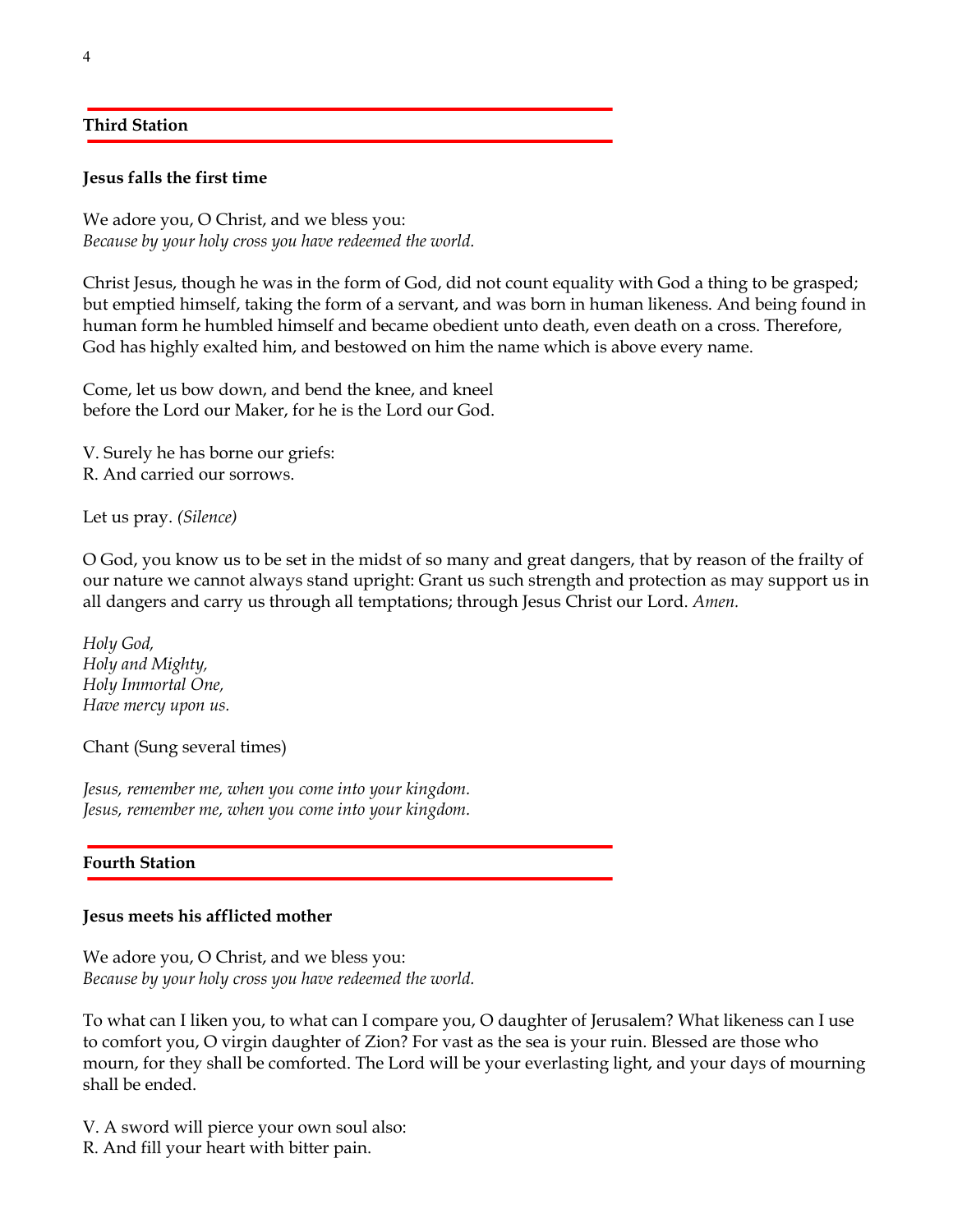## Third Station

**Jesus falls the first time**

We adore you, O Christ, and we bless you:
*Because by your holy cross you have redeemed the world.*

Christ Jesus, though he was in the form of God, did not count equality with God a thing to be grasped; but emptied himself, taking the form of a servant, and was born in human likeness. And being found in human form he humbled himself and became obedient unto death, even death on a cross. Therefore, God has highly exalted him, and bestowed on him the name which is above every name.

Come, let us bow down, and bend the knee, and kneel
before the Lord our Maker, for he is the Lord our God.

V. Surely he has borne our griefs:
R. And carried our sorrows.

Let us pray. *(Silence)*

O God, you know us to be set in the midst of so many and great dangers, that by reason of the frailty of our nature we cannot always stand upright: Grant us such strength and protection as may support us in all dangers and carry us through all temptations; through Jesus Christ our Lord. *Amen.*

*Holy God,*
*Holy and Mighty,*
*Holy Immortal One,*
*Have mercy upon us.*

Chant (Sung several times)

*Jesus, remember me, when you come into your kingdom.*
*Jesus, remember me, when you come into your kingdom.*

## Fourth Station

**Jesus meets his afflicted mother**

We adore you, O Christ, and we bless you:
*Because by your holy cross you have redeemed the world.*

To what can I liken you, to what can I compare you, O daughter of Jerusalem? What likeness can I use to comfort you, O virgin daughter of Zion? For vast as the sea is your ruin. Blessed are those who mourn, for they shall be comforted. The Lord will be your everlasting light, and your days of mourning shall be ended.

V. A sword will pierce your own soul also:
R. And fill your heart with bitter pain.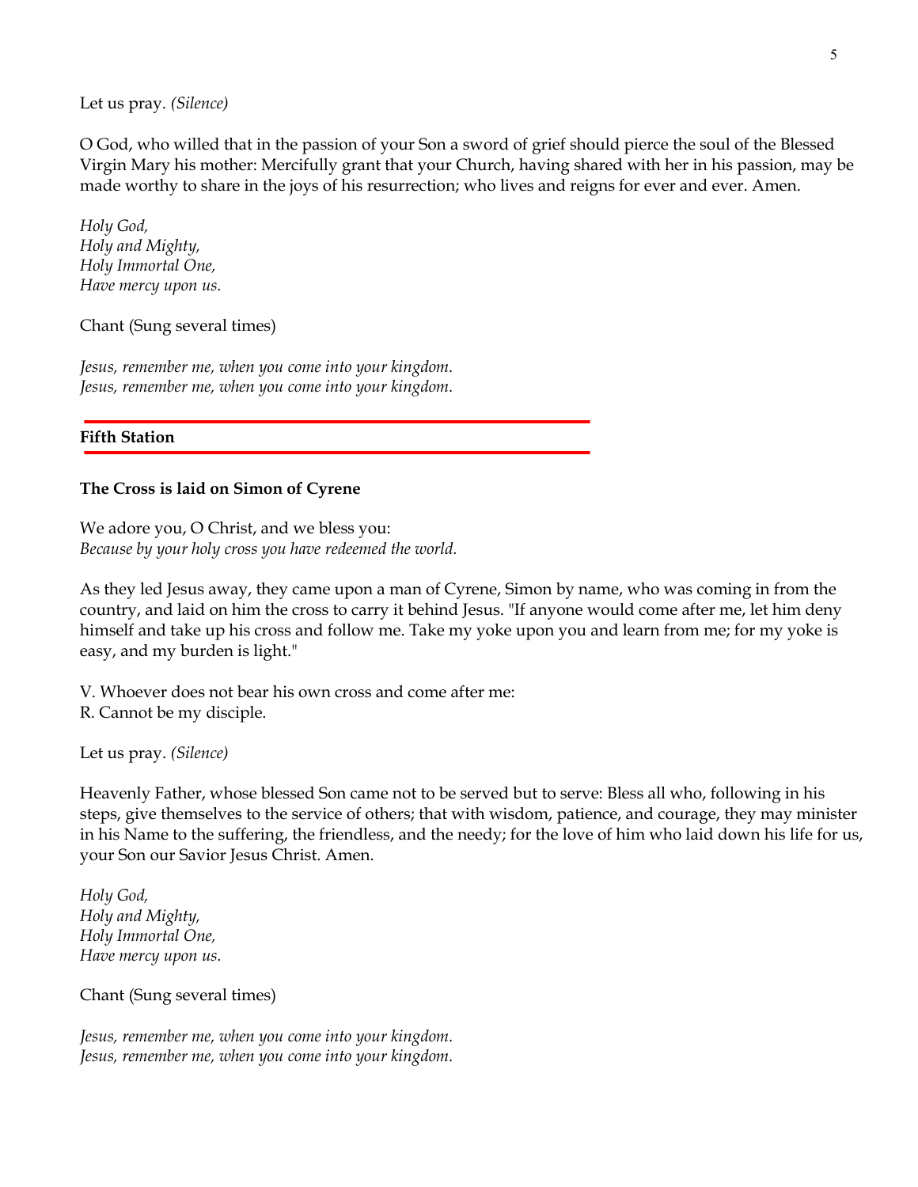Let us pray. *(Silence)*

O God, who willed that in the passion of your Son a sword of grief should pierce the soul of the Blessed Virgin Mary his mother: Mercifully grant that your Church, having shared with her in his passion, may be made worthy to share in the joys of his resurrection; who lives and reigns for ever and ever. Amen.

*Holy God,*
*Holy and Mighty,*
*Holy Immortal One,*
*Have mercy upon us.*

Chant (Sung several times)

*Jesus, remember me, when you come into your kingdom.*
*Jesus, remember me, when you come into your kingdom.*

## Fifth Station

**The Cross is laid on Simon of Cyrene**

We adore you, O Christ, and we bless you:
*Because by your holy cross you have redeemed the world.*

As they led Jesus away, they came upon a man of Cyrene, Simon by name, who was coming in from the country, and laid on him the cross to carry it behind Jesus. "If anyone would come after me, let him deny himself and take up his cross and follow me. Take my yoke upon you and learn from me; for my yoke is easy, and my burden is light."

V. Whoever does not bear his own cross and come after me:
R. Cannot be my disciple.

Let us pray. *(Silence)*

Heavenly Father, whose blessed Son came not to be served but to serve: Bless all who, following in his steps, give themselves to the service of others; that with wisdom, patience, and courage, they may minister in his Name to the suffering, the friendless, and the needy; for the love of him who laid down his life for us, your Son our Savior Jesus Christ. Amen.

*Holy God,*
*Holy and Mighty,*
*Holy Immortal One,*
*Have mercy upon us.*

Chant (Sung several times)

*Jesus, remember me, when you come into your kingdom.*
*Jesus, remember me, when you come into your kingdom.*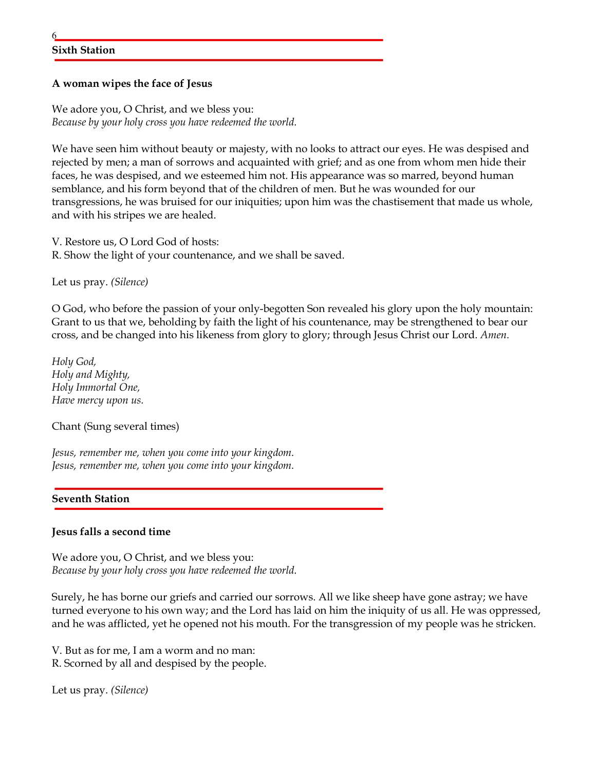## Sixth Station

**A woman wipes the face of Jesus**

We adore you, O Christ, and we bless you:
*Because by your holy cross you have redeemed the world.*

We have seen him without beauty or majesty, with no looks to attract our eyes. He was despised and rejected by men; a man of sorrows and acquainted with grief; and as one from whom men hide their faces, he was despised, and we esteemed him not. His appearance was so marred, beyond human semblance, and his form beyond that of the children of men. But he was wounded for our transgressions, he was bruised for our iniquities; upon him was the chastisement that made us whole, and with his stripes we are healed.

V. Restore us, O Lord God of hosts:
R. Show the light of your countenance, and we shall be saved.

Let us pray. *(Silence)*

O God, who before the passion of your only-begotten Son revealed his glory upon the holy mountain: Grant to us that we, beholding by faith the light of his countenance, may be strengthened to bear our cross, and be changed into his likeness from glory to glory; through Jesus Christ our Lord. *Amen.*

*Holy God,*
*Holy and Mighty,*
*Holy Immortal One,*
*Have mercy upon us.*

Chant (Sung several times)

*Jesus, remember me, when you come into your kingdom.*
*Jesus, remember me, when you come into your kingdom.*

## Seventh Station

**Jesus falls a second time**

We adore you, O Christ, and we bless you:
*Because by your holy cross you have redeemed the world.*

Surely, he has borne our griefs and carried our sorrows. All we like sheep have gone astray; we have turned everyone to his own way; and the Lord has laid on him the iniquity of us all. He was oppressed, and he was afflicted, yet he opened not his mouth. For the transgression of my people was he stricken.

V. But as for me, I am a worm and no man:
R. Scorned by all and despised by the people.

Let us pray. *(Silence)*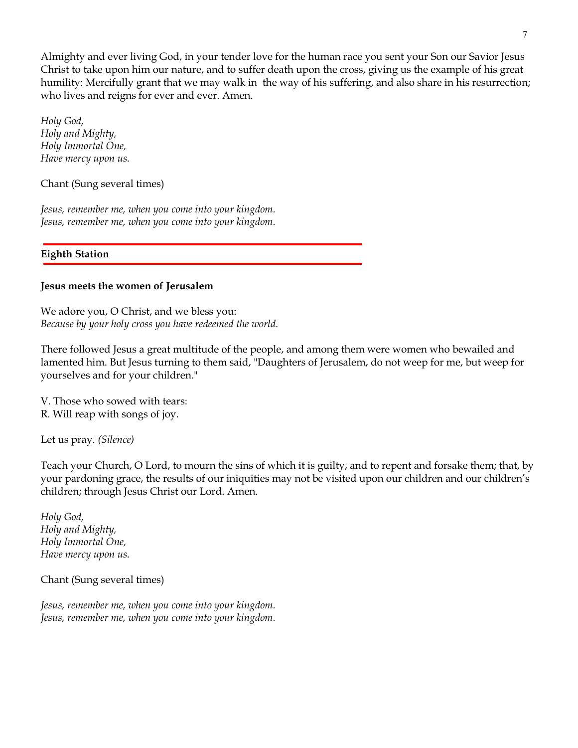Almighty and ever living God, in your tender love for the human race you sent your Son our Savior Jesus Christ to take upon him our nature, and to suffer death upon the cross, giving us the example of his great humility: Mercifully grant that we may walk in the way of his suffering, and also share in his resurrection; who lives and reigns for ever and ever. Amen.

*Holy God,*
*Holy and Mighty,*
*Holy Immortal One,*
*Have mercy upon us.*

Chant (Sung several times)

*Jesus, remember me, when you come into your kingdom.*
*Jesus, remember me, when you come into your kingdom.*

## Eighth Station

**Jesus meets the women of Jerusalem**

We adore you, O Christ, and we bless you:
*Because by your holy cross you have redeemed the world.*

There followed Jesus a great multitude of the people, and among them were women who bewailed and lamented him. But Jesus turning to them said, "Daughters of Jerusalem, do not weep for me, but weep for yourselves and for your children."

V. Those who sowed with tears:
R. Will reap with songs of joy.

Let us pray. *(Silence)*

Teach your Church, O Lord, to mourn the sins of which it is guilty, and to repent and forsake them; that, by your pardoning grace, the results of our iniquities may not be visited upon our children and our children's children; through Jesus Christ our Lord. Amen.

*Holy God,*
*Holy and Mighty,*
*Holy Immortal One,*
*Have mercy upon us.*

Chant (Sung several times)

*Jesus, remember me, when you come into your kingdom.*
*Jesus, remember me, when you come into your kingdom.*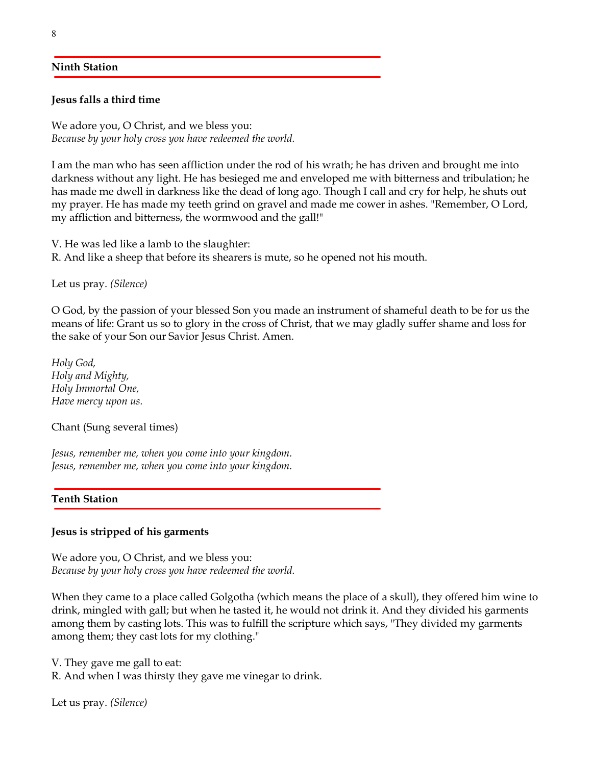## Ninth Station

**Jesus falls a third time**

We adore you, O Christ, and we bless you:
*Because by your holy cross you have redeemed the world.*

I am the man who has seen affliction under the rod of his wrath; he has driven and brought me into darkness without any light. He has besieged me and enveloped me with bitterness and tribulation; he has made me dwell in darkness like the dead of long ago. Though I call and cry for help, he shuts out my prayer. He has made my teeth grind on gravel and made me cower in ashes. "Remember, O Lord, my affliction and bitterness, the wormwood and the gall!"

V. He was led like a lamb to the slaughter:
R. And like a sheep that before its shearers is mute, so he opened not his mouth.

Let us pray. *(Silence)*

O God, by the passion of your blessed Son you made an instrument of shameful death to be for us the means of life: Grant us so to glory in the cross of Christ, that we may gladly suffer shame and loss for the sake of your Son our Savior Jesus Christ. Amen.

*Holy God,*
*Holy and Mighty,*
*Holy Immortal One,*
*Have mercy upon us.*

Chant (Sung several times)

*Jesus, remember me, when you come into your kingdom.*
*Jesus, remember me, when you come into your kingdom.*

## Tenth Station

**Jesus is stripped of his garments**

We adore you, O Christ, and we bless you:
*Because by your holy cross you have redeemed the world.*

When they came to a place called Golgotha (which means the place of a skull), they offered him wine to drink, mingled with gall; but when he tasted it, he would not drink it. And they divided his garments among them by casting lots. This was to fulfill the scripture which says, "They divided my garments among them; they cast lots for my clothing."

V. They gave me gall to eat:
R. And when I was thirsty they gave me vinegar to drink.

Let us pray. *(Silence)*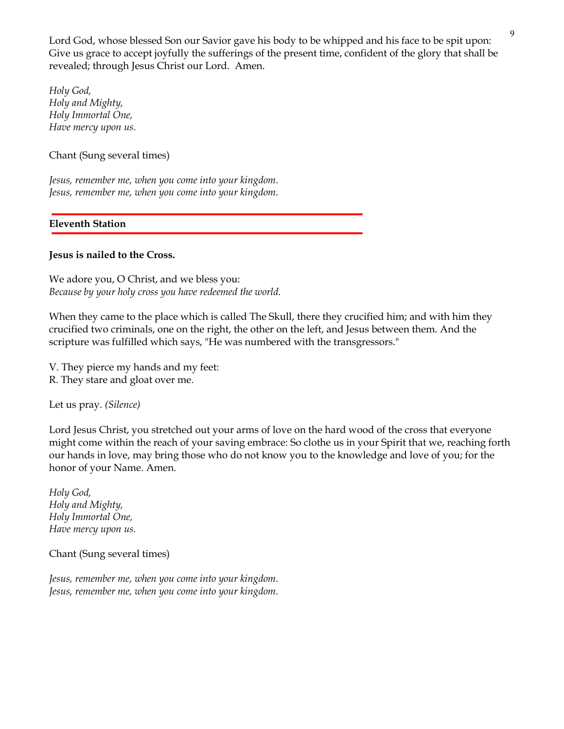Lord God, whose blessed Son our Savior gave his body to be whipped and his face to be spit upon: Give us grace to accept joyfully the sufferings of the present time, confident of the glory that shall be revealed; through Jesus Christ our Lord. Amen.

*Holy God,*
*Holy and Mighty,*
*Holy Immortal One,*
*Have mercy upon us.*

Chant (Sung several times)

*Jesus, remember me, when you come into your kingdom.*
*Jesus, remember me, when you come into your kingdom.*

## Eleventh Station

**Jesus is nailed to the Cross.**

We adore you, O Christ, and we bless you:
*Because by your holy cross you have redeemed the world.*

When they came to the place which is called The Skull, there they crucified him; and with him they crucified two criminals, one on the right, the other on the left, and Jesus between them. And the scripture was fulfilled which says, "He was numbered with the transgressors."

V. They pierce my hands and my feet:
R. They stare and gloat over me.

Let us pray. *(Silence)*

Lord Jesus Christ, you stretched out your arms of love on the hard wood of the cross that everyone might come within the reach of your saving embrace: So clothe us in your Spirit that we, reaching forth our hands in love, may bring those who do not know you to the knowledge and love of you; for the honor of your Name. Amen.

*Holy God,*
*Holy and Mighty,*
*Holy Immortal One,*
*Have mercy upon us.*

Chant (Sung several times)

*Jesus, remember me, when you come into your kingdom.*
*Jesus, remember me, when you come into your kingdom.*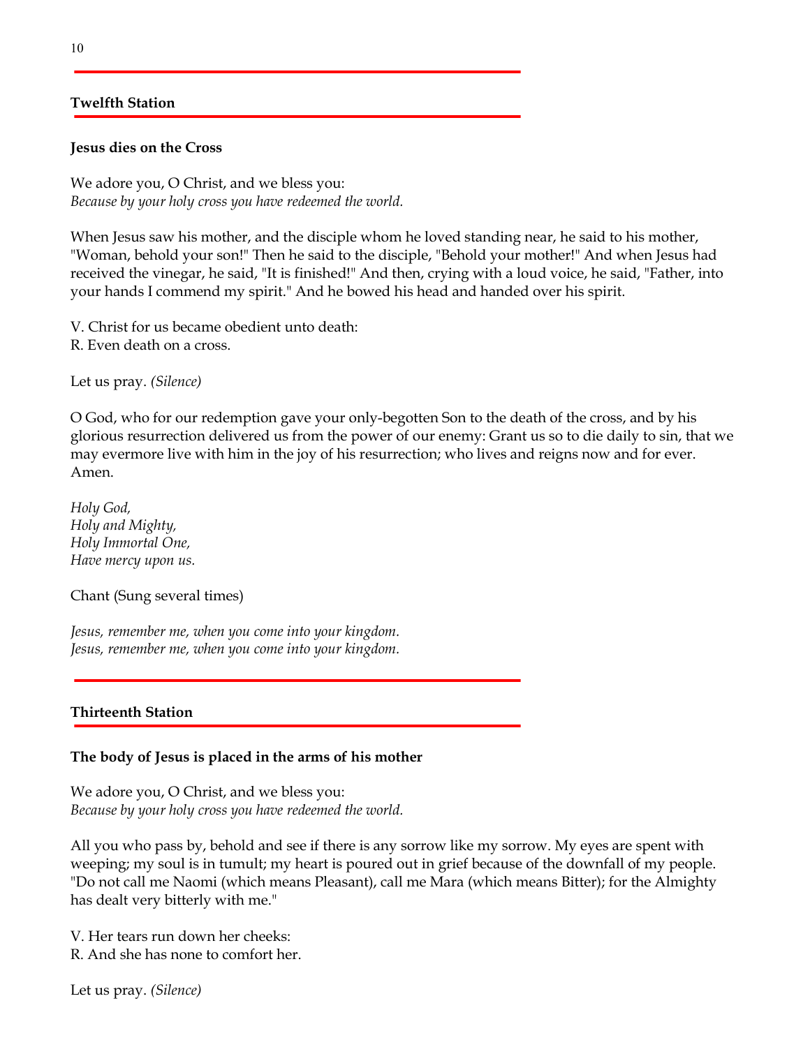## Twelfth Station

**Jesus dies on the Cross**

We adore you, O Christ, and we bless you:
*Because by your holy cross you have redeemed the world.*

When Jesus saw his mother, and the disciple whom he loved standing near, he said to his mother, "Woman, behold your son!" Then he said to the disciple, "Behold your mother!" And when Jesus had received the vinegar, he said, "It is finished!" And then, crying with a loud voice, he said, "Father, into your hands I commend my spirit." And he bowed his head and handed over his spirit.

V. Christ for us became obedient unto death:
R. Even death on a cross.

Let us pray. *(Silence)*

O God, who for our redemption gave your only-begotten Son to the death of the cross, and by his glorious resurrection delivered us from the power of our enemy: Grant us so to die daily to sin, that we may evermore live with him in the joy of his resurrection; who lives and reigns now and for ever. Amen.

*Holy God,*
*Holy and Mighty,*
*Holy Immortal One,*
*Have mercy upon us.*

Chant (Sung several times)

*Jesus, remember me, when you come into your kingdom.*
*Jesus, remember me, when you come into your kingdom.*

## Thirteenth Station

**The body of Jesus is placed in the arms of his mother**

We adore you, O Christ, and we bless you:
*Because by your holy cross you have redeemed the world.*

All you who pass by, behold and see if there is any sorrow like my sorrow. My eyes are spent with weeping; my soul is in tumult; my heart is poured out in grief because of the downfall of my people. "Do not call me Naomi (which means Pleasant), call me Mara (which means Bitter); for the Almighty has dealt very bitterly with me."

V. Her tears run down her cheeks:
R. And she has none to comfort her.

Let us pray. *(Silence)*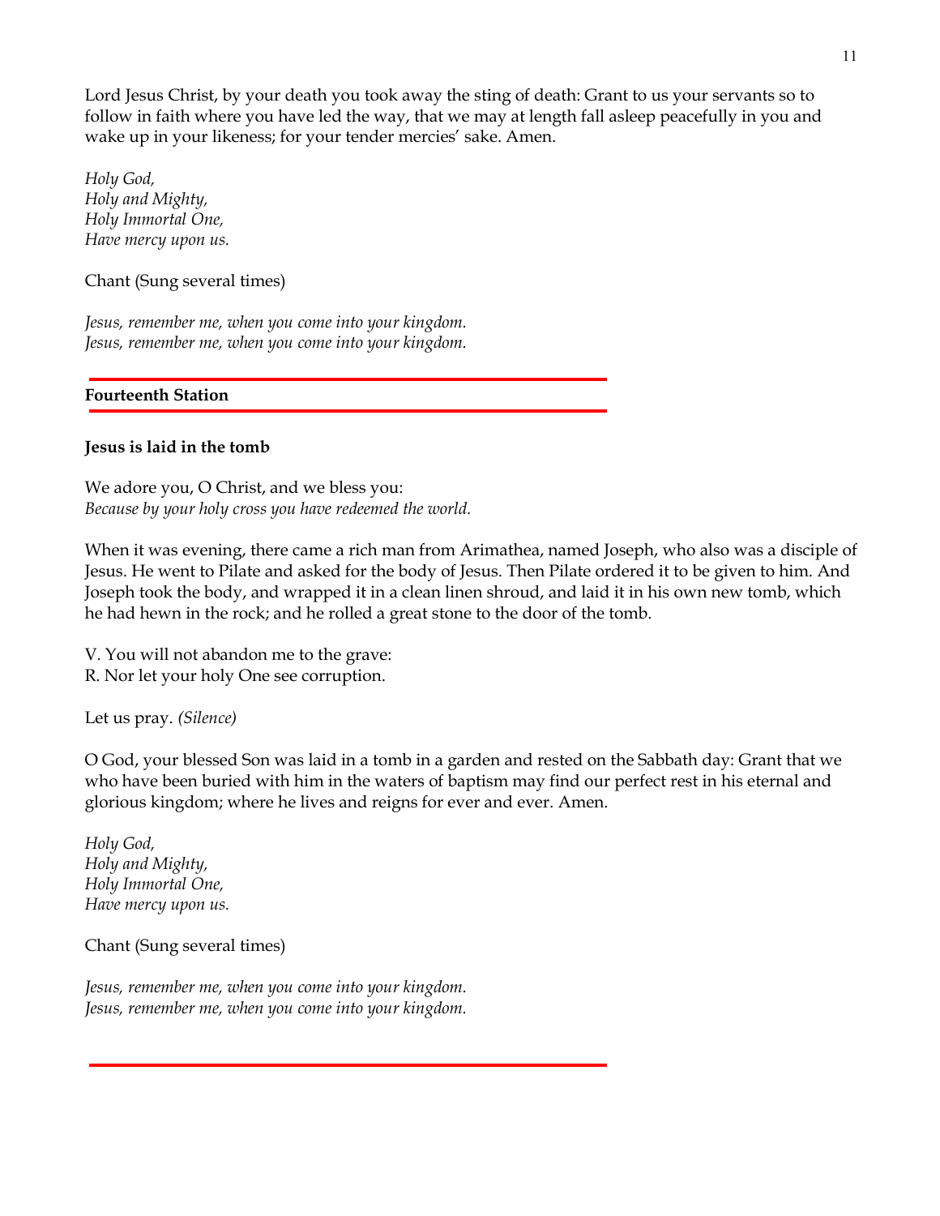Lord Jesus Christ, by your death you took away the sting of death: Grant to us your servants so to follow in faith where you have led the way, that we may at length fall asleep peacefully in you and wake up in your likeness; for your tender mercies' sake. Amen.

*Holy God,*
*Holy and Mighty,*
*Holy Immortal One,*
*Have mercy upon us.*

Chant (Sung several times)

*Jesus, remember me, when you come into your kingdom.*
*Jesus, remember me, when you come into your kingdom.*

## Fourteenth Station

**Jesus is laid in the tomb**

We adore you, O Christ, and we bless you:
*Because by your holy cross you have redeemed the world.*

When it was evening, there came a rich man from Arimathea, named Joseph, who also was a disciple of Jesus. He went to Pilate and asked for the body of Jesus. Then Pilate ordered it to be given to him. And Joseph took the body, and wrapped it in a clean linen shroud, and laid it in his own new tomb, which he had hewn in the rock; and he rolled a great stone to the door of the tomb.

V. You will not abandon me to the grave:
R. Nor let your holy One see corruption.

Let us pray. *(Silence)*

O God, your blessed Son was laid in a tomb in a garden and rested on the Sabbath day: Grant that we who have been buried with him in the waters of baptism may find our perfect rest in his eternal and glorious kingdom; where he lives and reigns for ever and ever. Amen.

*Holy God,*
*Holy and Mighty,*
*Holy Immortal One,*
*Have mercy upon us.*

Chant (Sung several times)

*Jesus, remember me, when you come into your kingdom.*
*Jesus, remember me, when you come into your kingdom.*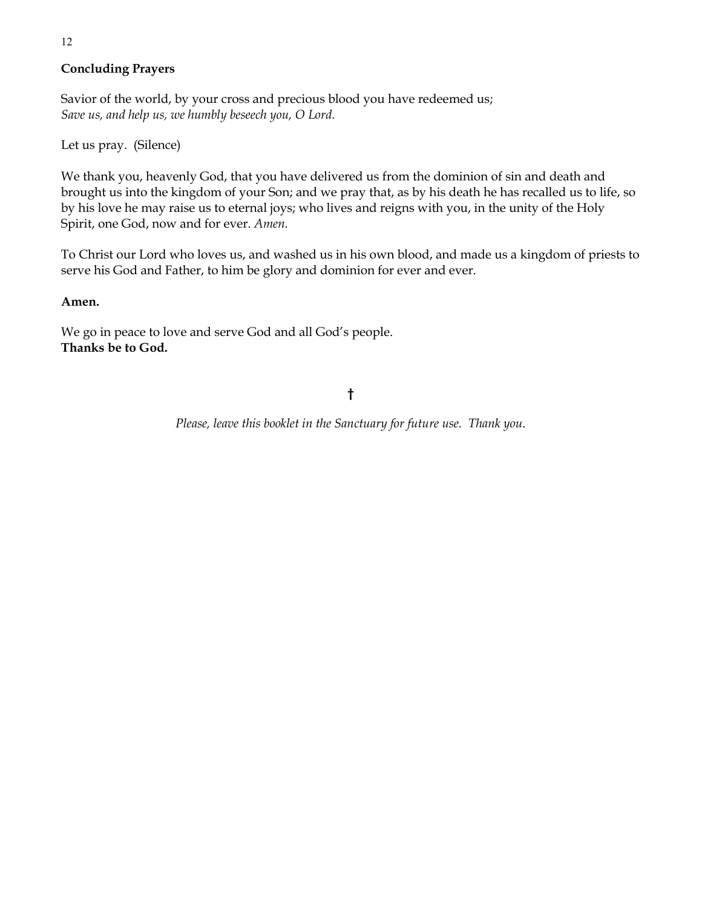**Concluding Prayers**

Savior of the world, by your cross and precious blood you have redeemed us;
*Save us, and help us, we humbly beseech you, O Lord.*

Let us pray. (Silence)

We thank you, heavenly God, that you have delivered us from the dominion of sin and death and brought us into the kingdom of your Son; and we pray that, as by his death he has recalled us to life, so by his love he may raise us to eternal joys; who lives and reigns with you, in the unity of the Holy Spirit, one God, now and for ever. *Amen.*

To Christ our Lord who loves us, and washed us in his own blood, and made us a kingdom of priests to serve his God and Father, to him be glory and dominion for ever and ever.

**Amen.**

We go in peace to love and serve God and all God's people.
**Thanks be to God.**

†

*Please, leave this booklet in the Sanctuary for future use. Thank you.*